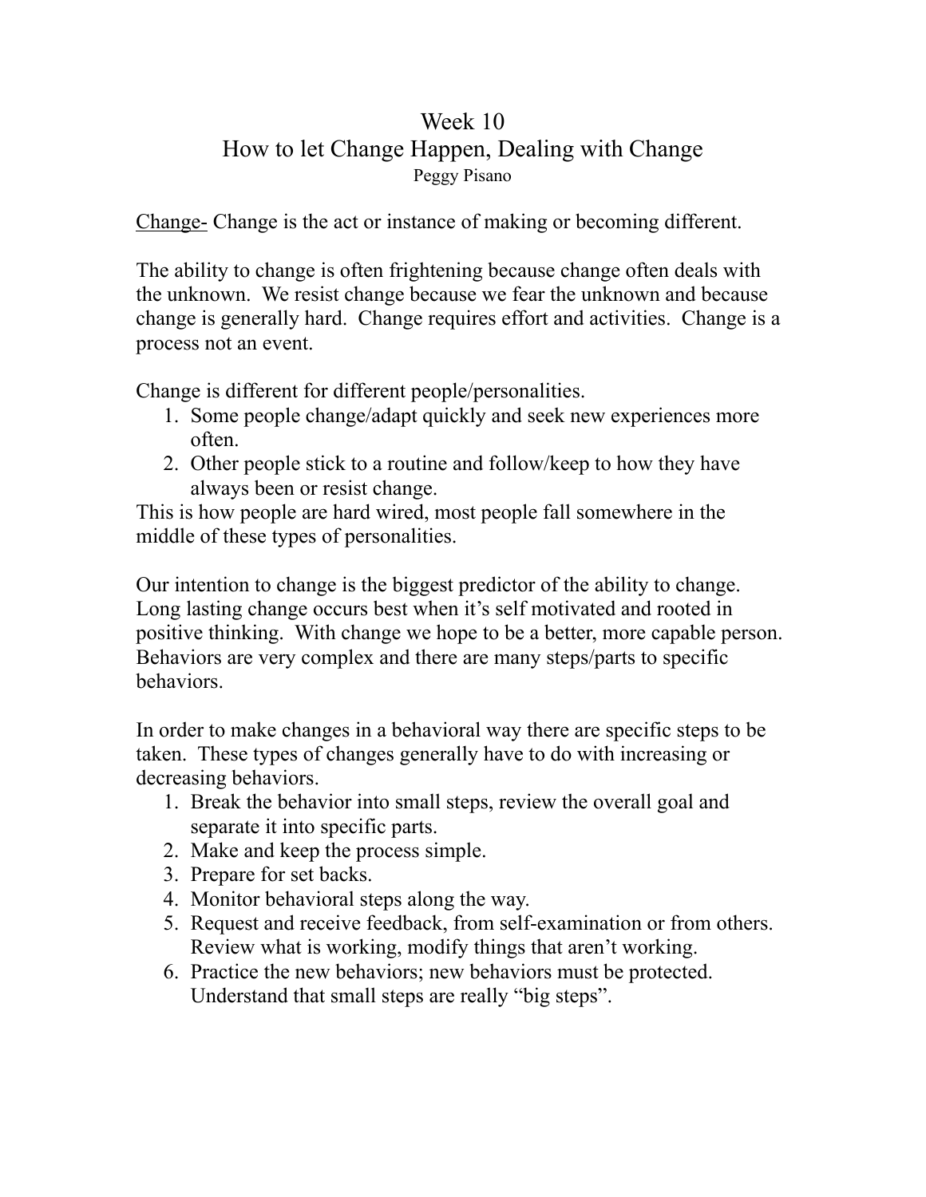# Week 10

## How to let Change Happen, Dealing with Change

Peggy Pisano

<u>Change-</u> Change is the act or instance of making or becoming different.

The ability to change is often frightening because change often deals with the unknown. We resist change because we fear the unknown and because change is generally hard. Change requires effort and activities. Change is a process not an event.

Change is different for different people/personalities.

1. Some people change/adapt quickly and seek new experiences more often.
2. Other people stick to a routine and follow/keep to how they have always been or resist change.

This is how people are hard wired, most people fall somewhere in the middle of these types of personalities.

Our intention to change is the biggest predictor of the ability to change. Long lasting change occurs best when it's self motivated and rooted in positive thinking. With change we hope to be a better, more capable person. Behaviors are very complex and there are many steps/parts to specific behaviors.

In order to make changes in a behavioral way there are specific steps to be taken. These types of changes generally have to do with increasing or decreasing behaviors.

1. Break the behavior into small steps, review the overall goal and separate it into specific parts.
2. Make and keep the process simple.
3. Prepare for set backs.
4. Monitor behavioral steps along the way.
5. Request and receive feedback, from self-examination or from others. Review what is working, modify things that aren't working.
6. Practice the new behaviors; new behaviors must be protected. Understand that small steps are really "big steps".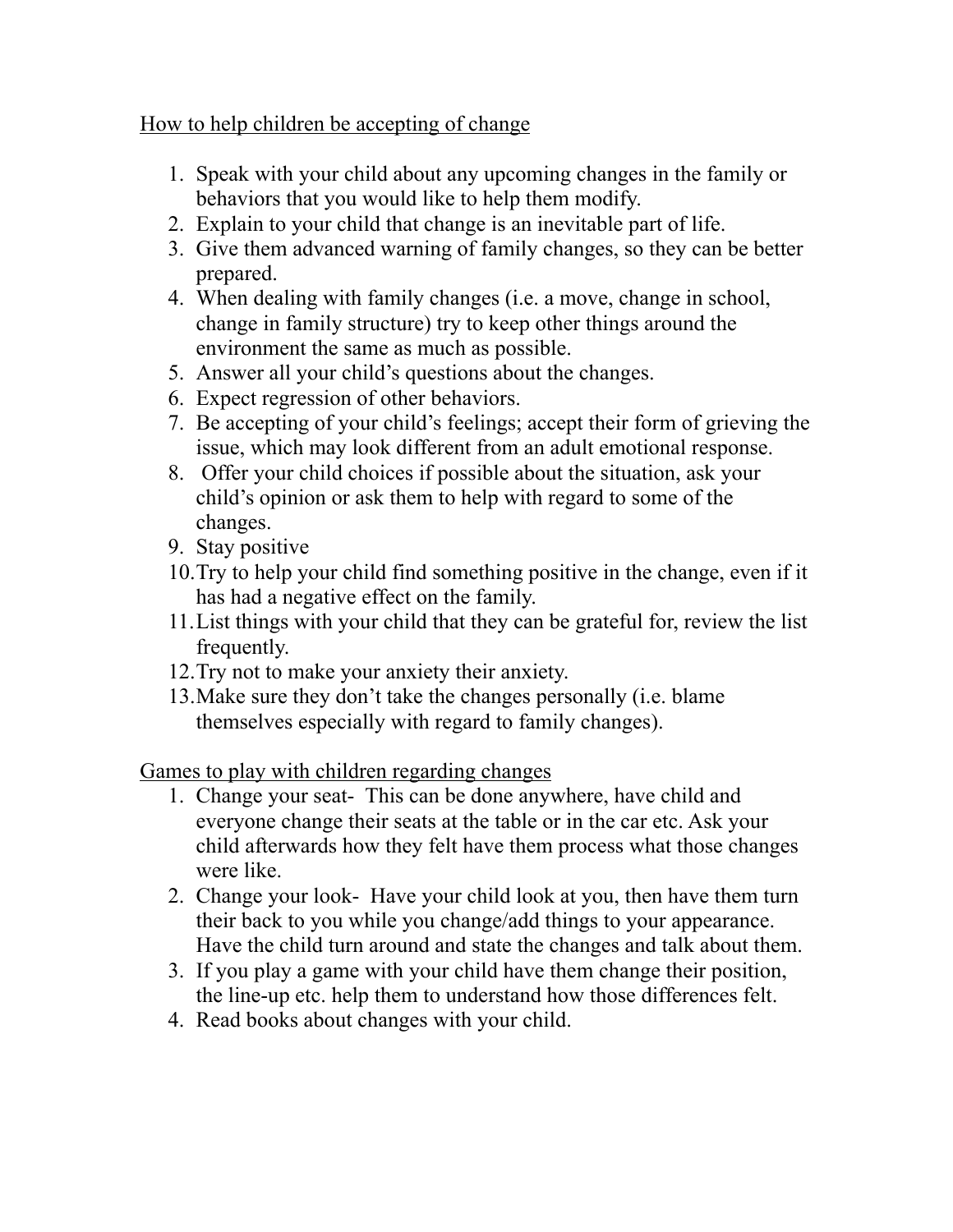<u>How to help children be accepting of change</u>

1. Speak with your child about any upcoming changes in the family or behaviors that you would like to help them modify.
2. Explain to your child that change is an inevitable part of life.
3. Give them advanced warning of family changes, so they can be better prepared.
4. When dealing with family changes (i.e. a move, change in school, change in family structure) try to keep other things around the environment the same as much as possible.
5. Answer all your child's questions about the changes.
6. Expect regression of other behaviors.
7. Be accepting of your child's feelings; accept their form of grieving the issue, which may look different from an adult emotional response.
8. Offer your child choices if possible about the situation, ask your child's opinion or ask them to help with regard to some of the changes.
9. Stay positive
10. Try to help your child find something positive in the change, even if it has had a negative effect on the family.
11. List things with your child that they can be grateful for, review the list frequently.
12. Try not to make your anxiety their anxiety.
13. Make sure they don't take the changes personally (i.e. blame themselves especially with regard to family changes).

<u>Games to play with children regarding changes</u>

1. Change your seat- This can be done anywhere, have child and everyone change their seats at the table or in the car etc. Ask your child afterwards how they felt have them process what those changes were like.
2. Change your look- Have your child look at you, then have them turn their back to you while you change/add things to your appearance. Have the child turn around and state the changes and talk about them.
3. If you play a game with your child have them change their position, the line-up etc. help them to understand how those differences felt.
4. Read books about changes with your child.